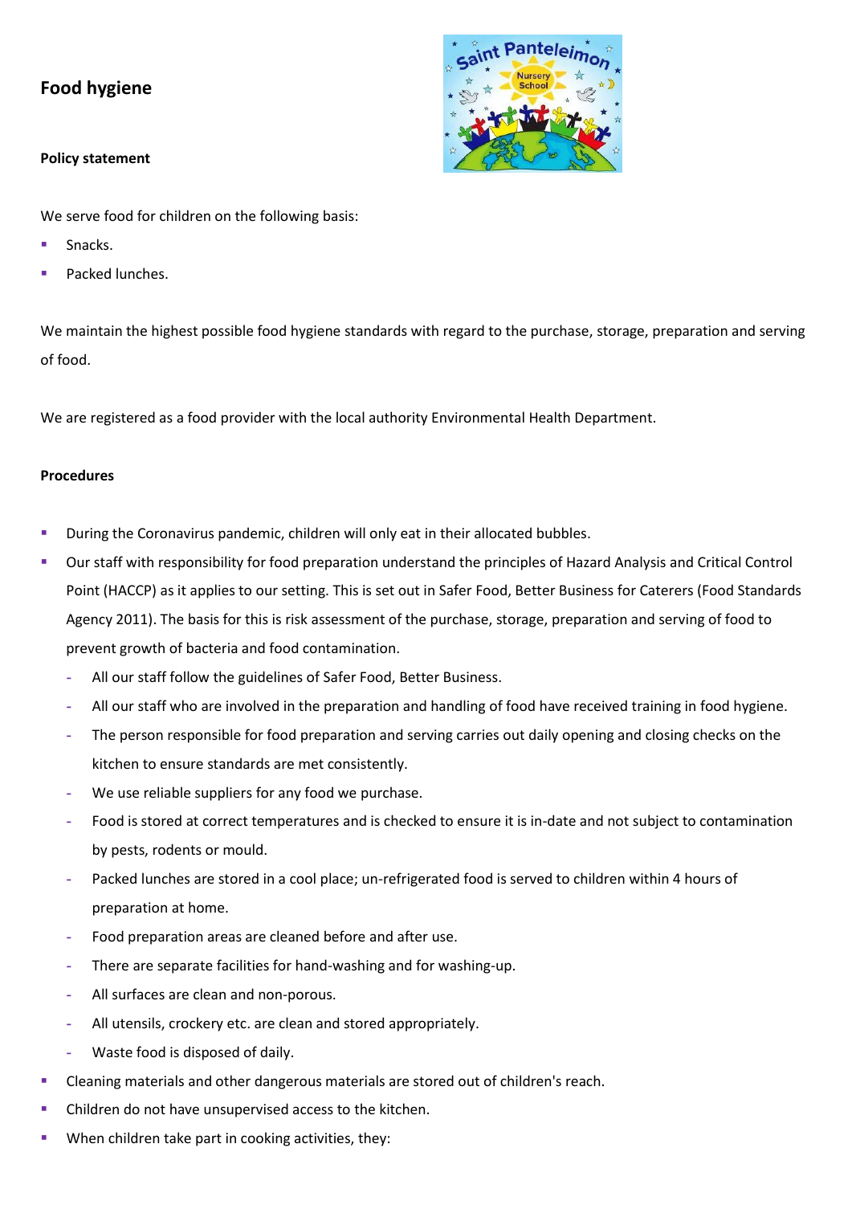# Food hygiene

### Policy statement

We serve food for children on the following basis:

- Snacks.
- Packed lunches.

We maintain the highest possible food hygiene standards with regard to the purchase, storage, preparation and serving of food.

We are registered as a food provider with the local authority Environmental Health Department.

### Procedures

- During the Coronavirus pandemic, children will only eat in their allocated bubbles.
- Our staff with responsibility for food preparation understand the principles of Hazard Analysis and Critical Control Point (HACCP) as it applies to our setting. This is set out in Safer Food, Better Business for Caterers (Food Standards Agency 2011). The basis for this is risk assessment of the purchase, storage, preparation and serving of food to prevent growth of bacteria and food contamination.
  - All our staff follow the guidelines of Safer Food, Better Business.
  - All our staff who are involved in the preparation and handling of food have received training in food hygiene.
  - The person responsible for food preparation and serving carries out daily opening and closing checks on the kitchen to ensure standards are met consistently.
  - We use reliable suppliers for any food we purchase.
  - Food is stored at correct temperatures and is checked to ensure it is in-date and not subject to contamination by pests, rodents or mould.
  - Packed lunches are stored in a cool place; un-refrigerated food is served to children within 4 hours of preparation at home.
  - Food preparation areas are cleaned before and after use.
  - There are separate facilities for hand-washing and for washing-up.
  - All surfaces are clean and non-porous.
  - All utensils, crockery etc. are clean and stored appropriately.
  - Waste food is disposed of daily.
- Cleaning materials and other dangerous materials are stored out of children's reach.
- Children do not have unsupervised access to the kitchen.
- When children take part in cooking activities, they: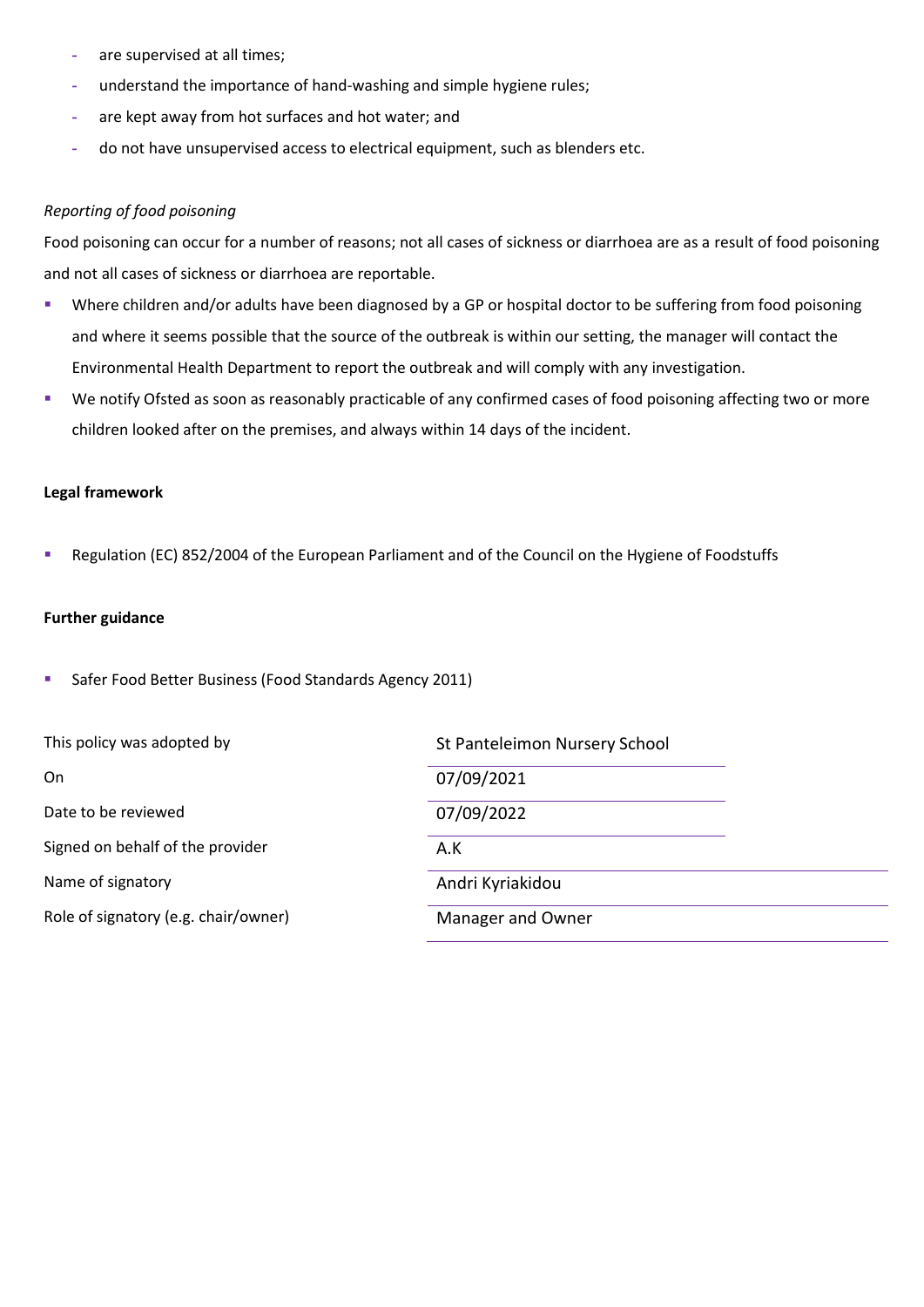- are supervised at all times;
- understand the importance of hand-washing and simple hygiene rules;
- are kept away from hot surfaces and hot water; and
- do not have unsupervised access to electrical equipment, such as blenders etc.

*Reporting of food poisoning*

Food poisoning can occur for a number of reasons; not all cases of sickness or diarrhoea are as a result of food poisoning and not all cases of sickness or diarrhoea are reportable.

- Where children and/or adults have been diagnosed by a GP or hospital doctor to be suffering from food poisoning and where it seems possible that the source of the outbreak is within our setting, the manager will contact the Environmental Health Department to report the outbreak and will comply with any investigation.
- We notify Ofsted as soon as reasonably practicable of any confirmed cases of food poisoning affecting two or more children looked after on the premises, and always within 14 days of the incident.

**Legal framework**

- Regulation (EC) 852/2004 of the European Parliament and of the Council on the Hygiene of Foodstuffs

**Further guidance**

- Safer Food Better Business (Food Standards Agency 2011)

| | |
|---|---|
| This policy was adopted by | St Panteleimon Nursery School |
| On | 07/09/2021 |
| Date to be reviewed | 07/09/2022 |
| Signed on behalf of the provider | A.K |
| Name of signatory | Andri Kyriakidou |
| Role of signatory (e.g. chair/owner) | Manager and Owner |